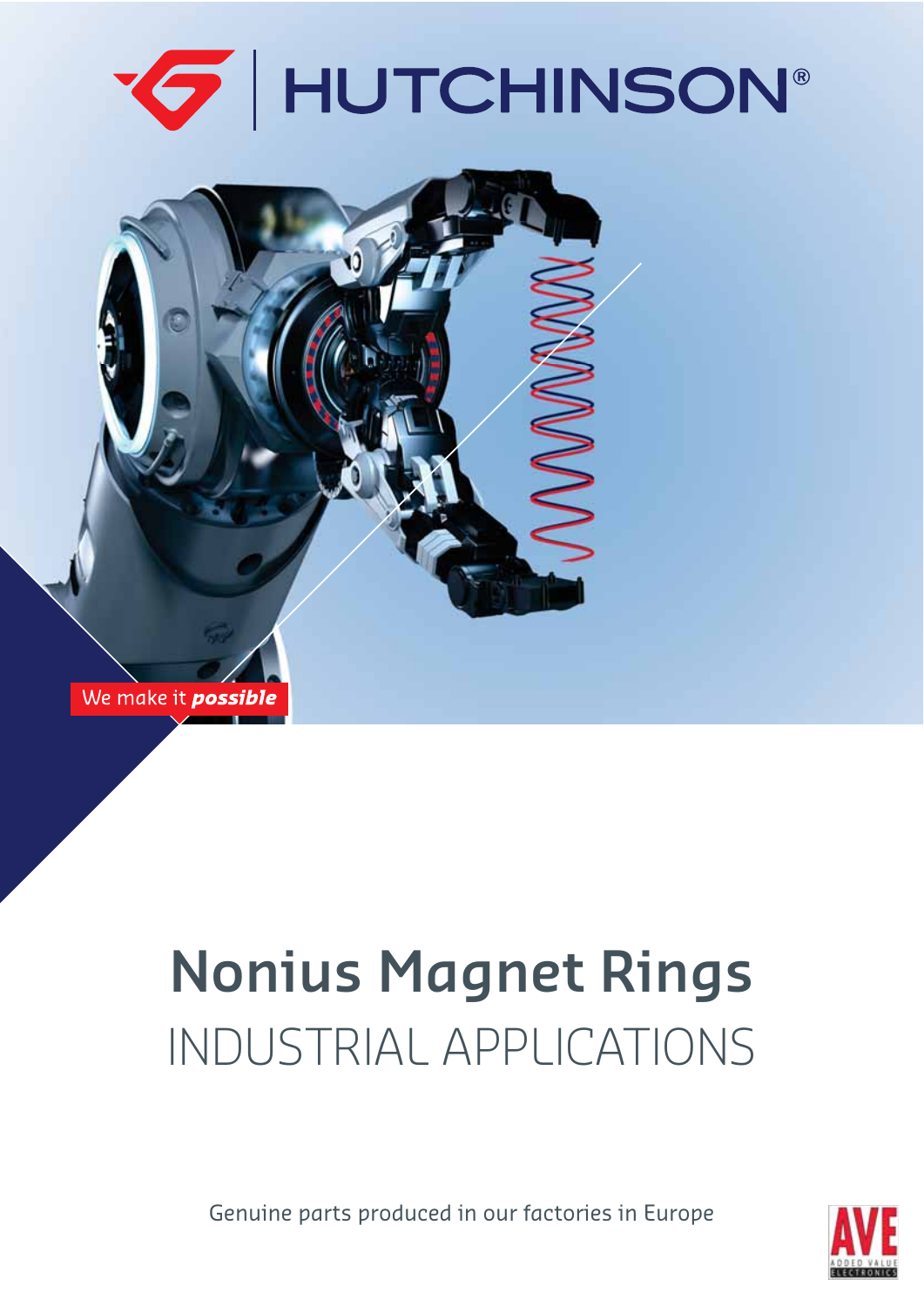HUTCHINSON®

We make it ***possible***

# Nonius Magnet Rings

## INDUSTRIAL APPLICATIONS

Genuine parts produced in our factories in Europe

AVE ADDED VALUE ELECTRONICS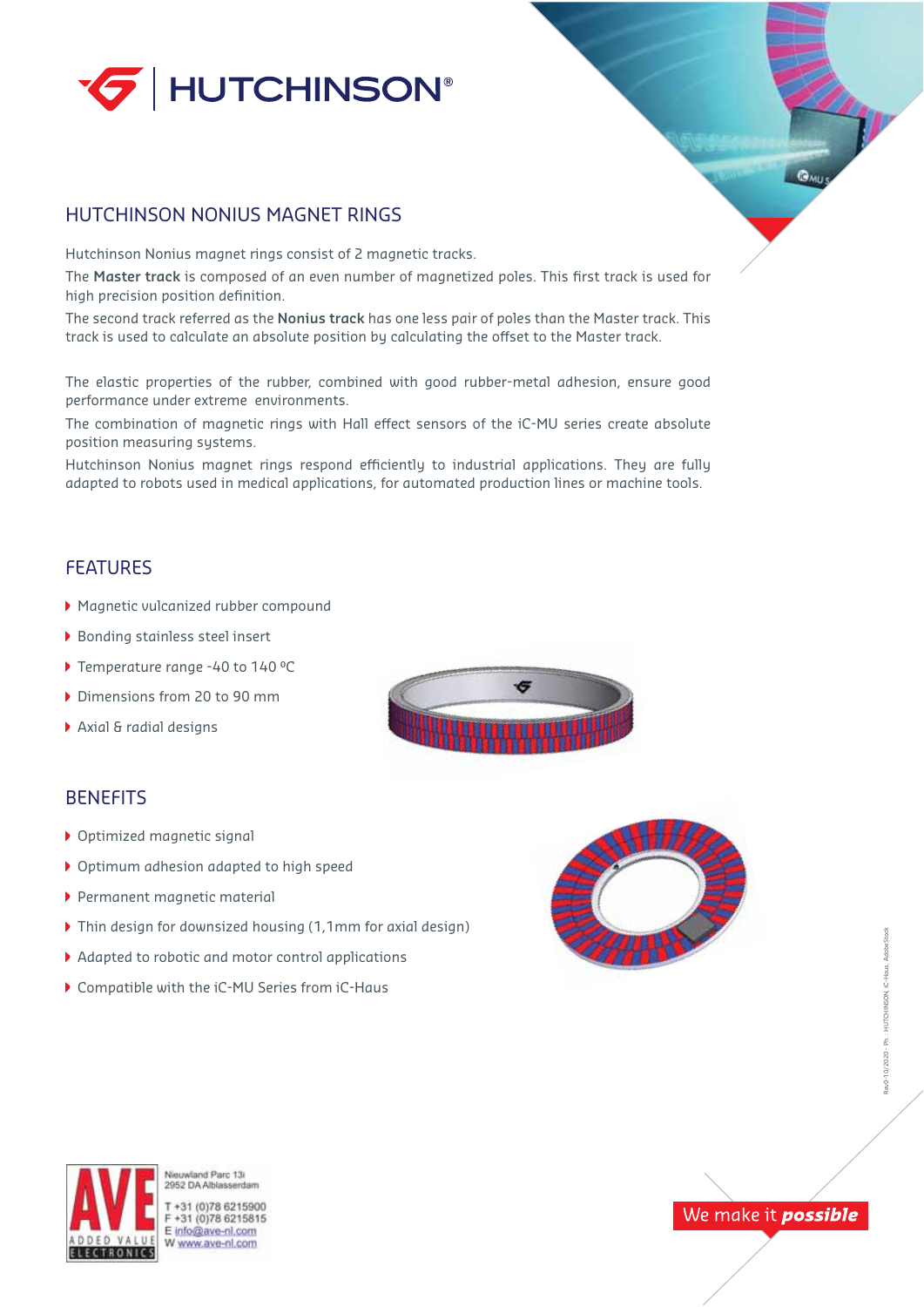# HUTCHINSON

## HUTCHINSON NONIUS MAGNET RINGS

Hutchinson Nonius magnet rings consist of 2 magnetic tracks.

The **Master track** is composed of an even number of magnetized poles. This first track is used for high precision position definition.

The second track referred as the **Nonius track** has one less pair of poles than the Master track. This track is used to calculate an absolute position by calculating the offset to the Master track.

The elastic properties of the rubber, combined with good rubber-metal adhesion, ensure good performance under extreme environments.

The combination of magnetic rings with Hall effect sensors of the iC-MU series create absolute position measuring systems.

Hutchinson Nonius magnet rings respond efficiently to industrial applications. They are fully adapted to robots used in medical applications, for automated production lines or machine tools.

## FEATURES

- Magnetic vulcanized rubber compound
- Bonding stainless steel insert
- Temperature range -40 to 140 °C
- Dimensions from 20 to 90 mm
- Axial & radial designs

## BENEFITS

- Optimized magnetic signal
- Optimum adhesion adapted to high speed
- Permanent magnetic material
- Thin design for downsized housing (1,1mm for axial design)
- Adapted to robotic and motor control applications
- Compatible with the iC-MU Series from iC-Haus

AVE ADDED VALUE ELECTRONICS

Nieuwland Parc 13i
2952 DA Alblasserdam

T +31 (0)78 6215900
F +31 (0)78 6215815
E info@ave-nl.com
W www.ave-nl.com

We make it *possible*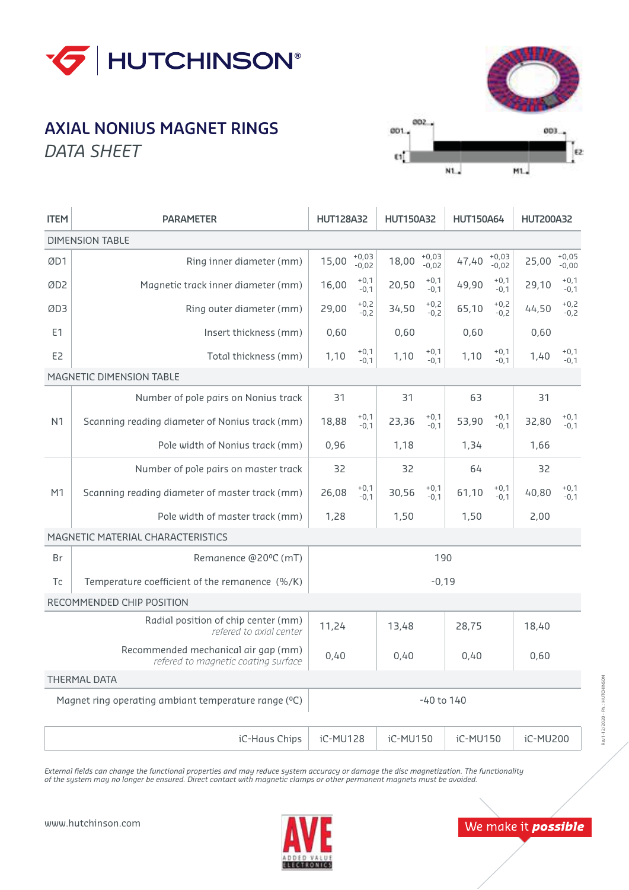# AXIAL NONIUS MAGNET RINGS

*DATA SHEET*

| ITEM | PARAMETER | HUT128A32 | HUT150A32 | HUT150A64 | HUT200A32 |
|---|---|---|---|---|---|
| DIMENSION TABLE | | | | | |
| ØD1 | Ring inner diameter (mm) | 15,00 +0,03 -0,02 | 18,00 +0,03 -0,02 | 47,40 +0,03 -0,02 | 25,00 +0,05 -0,00 |
| ØD2 | Magnetic track inner diameter (mm) | 16,00 +0,1 -0,1 | 20,50 +0,1 -0,1 | 49,90 +0,1 -0,1 | 29,10 +0,1 -0,1 |
| ØD3 | Ring outer diameter (mm) | 29,00 +0,2 -0,2 | 34,50 +0,2 -0,2 | 65,10 +0,2 -0,2 | 44,50 +0,2 -0,2 |
| E1 | Insert thickness (mm) | 0,60 | 0,60 | 0,60 | 0,60 |
| E2 | Total thickness (mm) | 1,10 +0,1 -0,1 | 1,10 +0,1 -0,1 | 1,10 +0,1 -0,1 | 1,40 +0,1 -0,1 |
| MAGNETIC DIMENSION TABLE | | | | | |
| N1 | Number of pole pairs on Nonius track | 31 | 31 | 63 | 31 |
| | Scanning reading diameter of Nonius track (mm) | 18,88 +0,1 -0,1 | 23,36 +0,1 -0,1 | 53,90 +0,1 -0,1 | 32,80 +0,1 -0,1 |
| | Pole width of Nonius track (mm) | 0,96 | 1,18 | 1,34 | 1,66 |
| M1 | Number of pole pairs on master track | 32 | 32 | 64 | 32 |
| | Scanning reading diameter of master track (mm) | 26,08 +0,1 -0,1 | 30,56 +0,1 -0,1 | 61,10 +0,1 -0,1 | 40,80 +0,1 -0,1 |
| | Pole width of master track (mm) | 1,28 | 1,50 | 1,50 | 2,00 |
| MAGNETIC MATERIAL CHARACTERISTICS | | | | | |
| Br | Remanence @20°C (mT) | 190 | | | |
| Tc | Temperature coefficient of the remanence (%/K) | -0,19 | | | |
| RECOMMENDED CHIP POSITION | | | | | |
| | Radial position of chip center (mm) *refered to axial center* | 11,24 | 13,48 | 28,75 | 18,40 |
| | Recommended mechanical air gap (mm) *refered to magnetic coating surface* | 0,40 | 0,40 | 0,40 | 0,60 |
| THERMAL DATA | | | | | |
| | Magnet ring operating ambiant temperature range (°C) | -40 to 140 | | | |
| | iC-Haus Chips | iC-MU128 | iC-MU150 | iC-MU150 | iC-MU200 |

*External fields can change the functional properties and may reduce system accuracy or damage the disc magnetization. The functionality of the system may no longer be ensured. Direct contact with magnetic clamps or other permanent magnets must be avoided.*

www.hutchinson.com

We make it ***possible***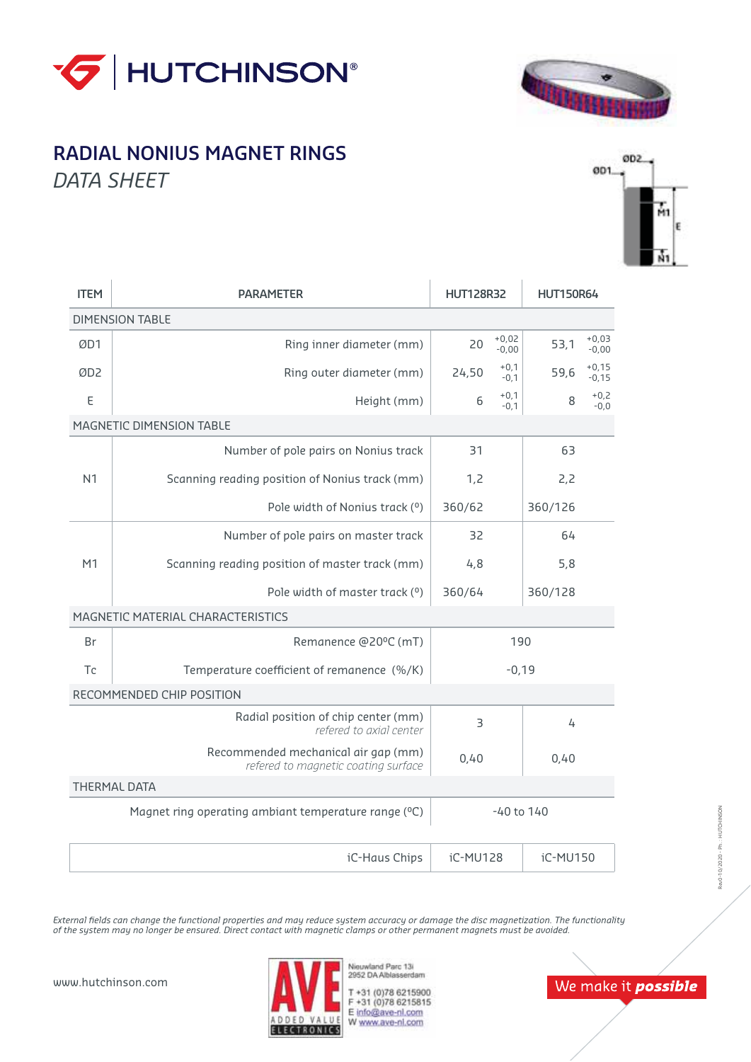# HUTCHINSON®

## RADIAL NONIUS MAGNET RINGS

*DATA SHEET*

ØD2
ØD1
M1
E
N1

| ITEM | PARAMETER | HUT128R32 | HUT150R64 |
|---|---|---|---|
| **DIMENSION TABLE** | | | |
| ØD1 | Ring inner diameter (mm) | 20 +0,02/-0,00 | 53,1 +0,03/-0,00 |
| ØD2 | Ring outer diameter (mm) | 24,50 +0,1/-0,1 | 59,6 +0,15/-0,15 |
| E | Height (mm) | 6 +0,1/-0,1 | 8 +0,2/-0,0 |
| **MAGNETIC DIMENSION TABLE** | | | |
| N1 | Number of pole pairs on Nonius track | 31 | 63 |
| | Scanning reading position of Nonius track (mm) | 1,2 | 2,2 |
| | Pole width of Nonius track (º) | 360/62 | 360/126 |
| M1 | Number of pole pairs on master track | 32 | 64 |
| | Scanning reading position of master track (mm) | 4,8 | 5,8 |
| | Pole width of master track (º) | 360/64 | 360/128 |
| **MAGNETIC MATERIAL CHARACTERISTICS** | | | |
| Br | Remanence @20ºC (mT) | 190 | |
| Tc | Temperature coefficient of remanence (%/K) | -0,19 | |
| **RECOMMENDED CHIP POSITION** | | | |
| | Radial position of chip center (mm) *refered to axial center* | 3 | 4 |
| | Recommended mechanical air gap (mm) *refered to magnetic coating surface* | 0,40 | 0,40 |
| **THERMAL DATA** | | | |
| | Magnet ring operating ambiant temperature range (ºC) | -40 to 140 | |
| | iC-Haus Chips | iC-MU128 | iC-MU150 |

*External fields can change the functional properties and may reduce system accuracy or damage the disc magnetization. The functionality of the system may no longer be ensured. Direct contact with magnetic clamps or other permanent magnets must be avoided.*

www.hutchinson.com

AVE ADDED VALUE ELECTRONICS
Nieuwland Parc 13i
2952 DA Alblasserdam
T +31 (0)78 6215900
F +31 (0)78 6215815
E info@ave-nl.com
W www.ave-nl.com

We make it ***possible***